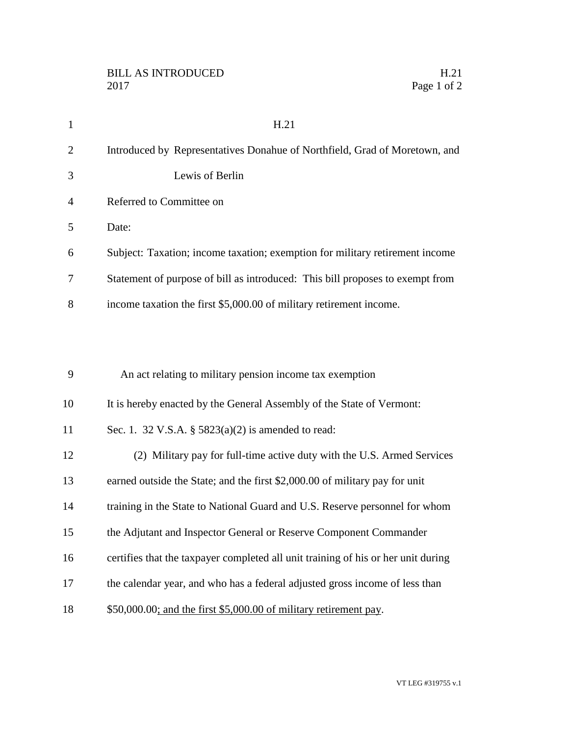H.21

Introduced by Representatives Donahue of Northfield, Grad of Moretown, and Lewis of Berlin

Referred to Committee on

Date:

Subject: Taxation; income taxation; exemption for military retirement income

Statement of purpose of bill as introduced: This bill proposes to exempt from income taxation the first $5,000.00 of military retirement income.

An act relating to military pension income tax exemption

It is hereby enacted by the General Assembly of the State of Vermont:

Sec. 1. 32 V.S.A. § 5823(a)(2) is amended to read:

(2) Military pay for full-time active duty with the U.S. Armed Services earned outside the State; and the first $2,000.00 of military pay for unit training in the State to National Guard and U.S. Reserve personnel for whom the Adjutant and Inspector General or Reserve Component Commander certifies that the taxpayer completed all unit training of his or her unit during the calendar year, and who has a federal adjusted gross income of less than $50,000.00<u>; and the first $5,000.00 of military retirement pay</u>.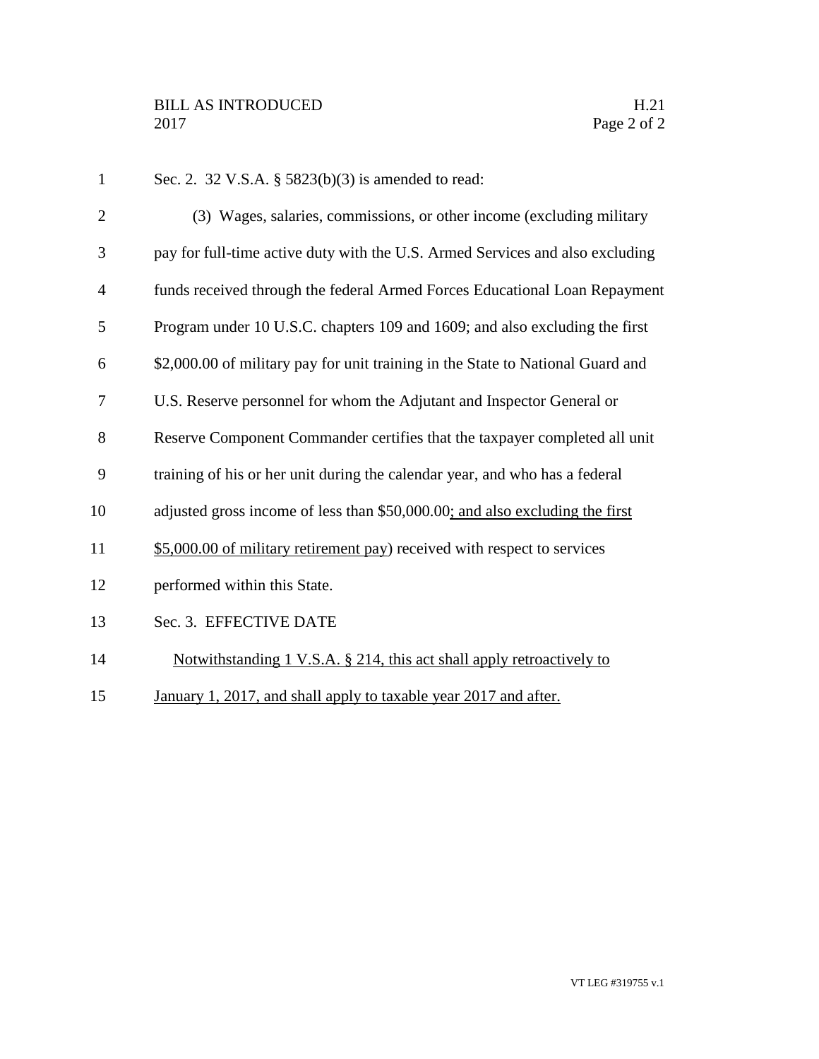Sec. 2. 32 V.S.A. § 5823(b)(3) is amended to read:

(3) Wages, salaries, commissions, or other income (excluding military pay for full-time active duty with the U.S. Armed Services and also excluding funds received through the federal Armed Forces Educational Loan Repayment Program under 10 U.S.C. chapters 109 and 1609; and also excluding the first $2,000.00 of military pay for unit training in the State to National Guard and U.S. Reserve personnel for whom the Adjutant and Inspector General or Reserve Component Commander certifies that the taxpayer completed all unit training of his or her unit during the calendar year, and who has a federal adjusted gross income of less than $50,000.00; and also excluding the first $5,000.00 of military retirement pay) received with respect to services performed within this State.

Sec. 3. EFFECTIVE DATE

Notwithstanding 1 V.S.A. § 214, this act shall apply retroactively to January 1, 2017, and shall apply to taxable year 2017 and after.